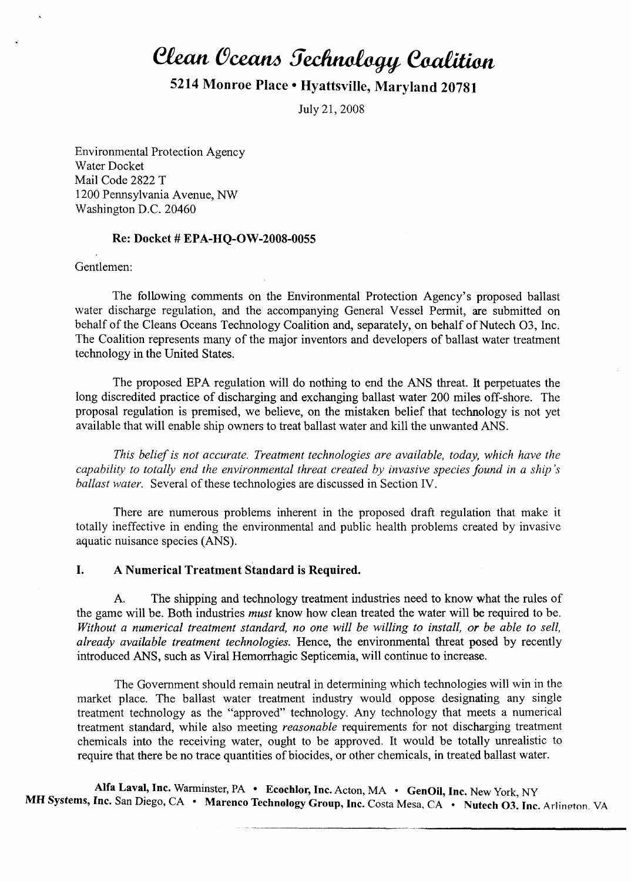# Clean Oceans Technology Coalition

**5214 Monroe Place • Hyattsville, Maryland 20781**

July 21, 2008

Environmental Protection Agency
Water Docket
Mail Code 2822 T
1200 Pennsylvania Avenue, NW
Washington D.C. 20460

**Re: Docket # EPA-HQ-OW-2008-0055**

Gentlemen:

The following comments on the Environmental Protection Agency's proposed ballast water discharge regulation, and the accompanying General Vessel Permit, are submitted on behalf of the Cleans Oceans Technology Coalition and, separately, on behalf of Nutech O3, Inc. The Coalition represents many of the major inventors and developers of ballast water treatment technology in the United States.

The proposed EPA regulation will do nothing to end the ANS threat. It perpetuates the long discredited practice of discharging and exchanging ballast water 200 miles off-shore. The proposal regulation is premised, we believe, on the mistaken belief that technology is not yet available that will enable ship owners to treat ballast water and kill the unwanted ANS.

*This belief is not accurate. Treatment technologies are available, today, which have the capability to totally end the environmental threat created by invasive species found in a ship's ballast water.* Several of these technologies are discussed in Section IV.

There are numerous problems inherent in the proposed draft regulation that make it totally ineffective in ending the environmental and public health problems created by invasive aquatic nuisance species (ANS).

## I. A Numerical Treatment Standard is Required.

A. The shipping and technology treatment industries need to know what the rules of the game will be. Both industries *must* know how clean treated the water will be required to be. *Without a numerical treatment standard, no one will be willing to install, or be able to sell, already available treatment technologies.* Hence, the environmental threat posed by recently introduced ANS, such as Viral Hemorrhagic Septicemia, will continue to increase.

The Government should remain neutral in determining which technologies will win in the market place. The ballast water treatment industry would oppose designating any single treatment technology as the "approved" technology. Any technology that meets a numerical treatment standard, while also meeting *reasonable* requirements for not discharging treatment chemicals into the receiving water, ought to be approved. It would be totally unrealistic to require that there be no trace quantities of biocides, or other chemicals, in treated ballast water.

**Alfa Laval, Inc.** Warminster, PA • **Ecochlor, Inc.** Acton, MA • **GenOil, Inc.** New York, NY
**MH Systems, Inc.** San Diego, CA • **Marenco Technology Group, Inc.** Costa Mesa, CA • **Nutech O3, Inc.** Arlington, VA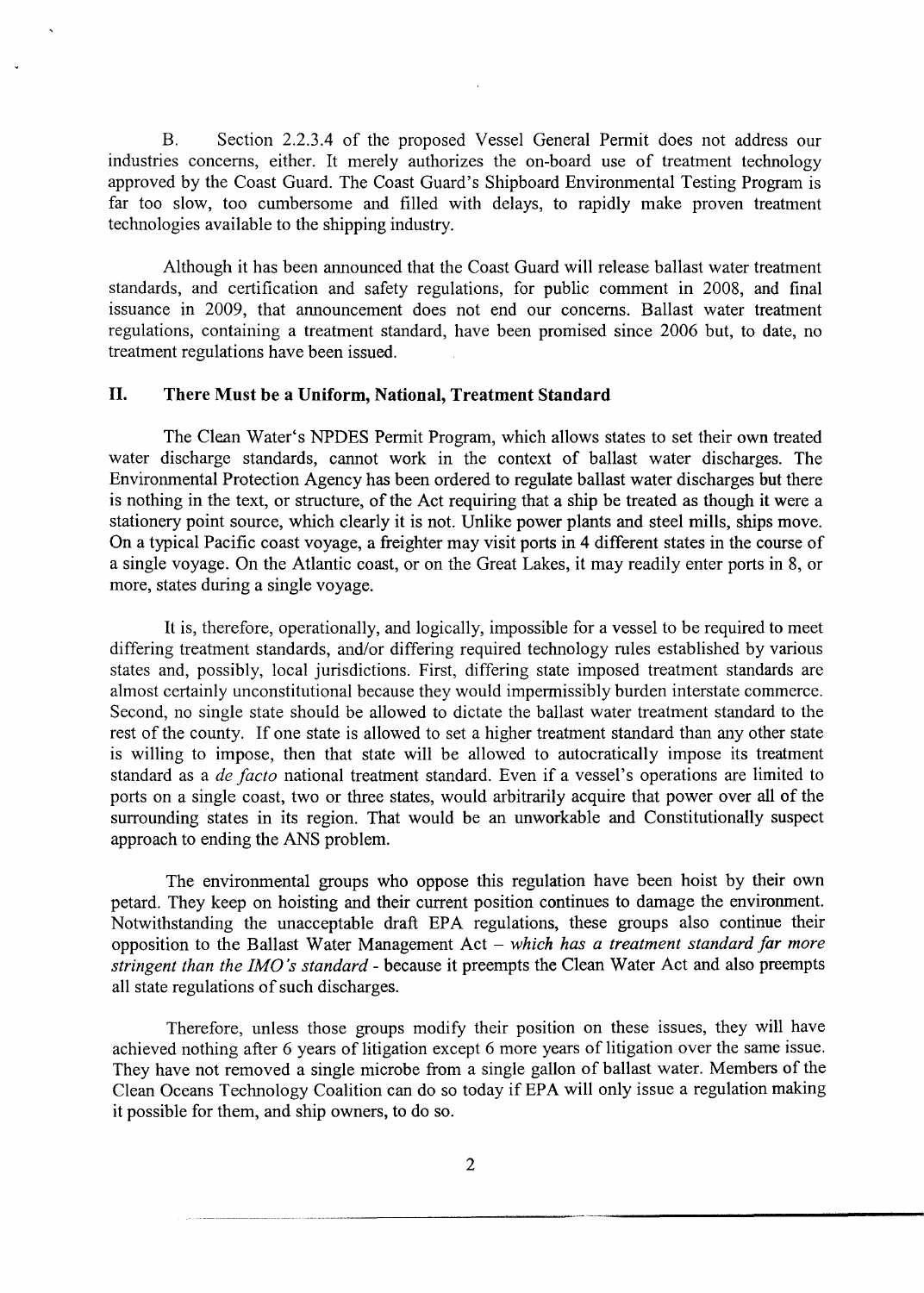B. Section 2.2.3.4 of the proposed Vessel General Permit does not address our industries concerns, either. It merely authorizes the on-board use of treatment technology approved by the Coast Guard. The Coast Guard's Shipboard Environmental Testing Program is far too slow, too cumbersome and filled with delays, to rapidly make proven treatment technologies available to the shipping industry.

Although it has been announced that the Coast Guard will release ballast water treatment standards, and certification and safety regulations, for public comment in 2008, and final issuance in 2009, that announcement does not end our concerns. Ballast water treatment regulations, containing a treatment standard, have been promised since 2006 but, to date, no treatment regulations have been issued.

## II. There Must be a Uniform, National, Treatment Standard

The Clean Water's NPDES Permit Program, which allows states to set their own treated water discharge standards, cannot work in the context of ballast water discharges. The Environmental Protection Agency has been ordered to regulate ballast water discharges but there is nothing in the text, or structure, of the Act requiring that a ship be treated as though it were a stationery point source, which clearly it is not. Unlike power plants and steel mills, ships move. On a typical Pacific coast voyage, a freighter may visit ports in 4 different states in the course of a single voyage. On the Atlantic coast, or on the Great Lakes, it may readily enter ports in 8, or more, states during a single voyage.

It is, therefore, operationally, and logically, impossible for a vessel to be required to meet differing treatment standards, and/or differing required technology rules established by various states and, possibly, local jurisdictions. First, differing state imposed treatment standards are almost certainly unconstitutional because they would impermissibly burden interstate commerce. Second, no single state should be allowed to dictate the ballast water treatment standard to the rest of the county. If one state is allowed to set a higher treatment standard than any other state is willing to impose, then that state will be allowed to autocratically impose its treatment standard as a *de facto* national treatment standard. Even if a vessel's operations are limited to ports on a single coast, two or three states, would arbitrarily acquire that power over all of the surrounding states in its region. That would be an unworkable and Constitutionally suspect approach to ending the ANS problem.

The environmental groups who oppose this regulation have been hoist by their own petard. They keep on hoisting and their current position continues to damage the environment. Notwithstanding the unacceptable draft EPA regulations, these groups also continue their opposition to the Ballast Water Management Act – *which has a treatment standard far more stringent than the IMO's standard* - because it preempts the Clean Water Act and also preempts all state regulations of such discharges.

Therefore, unless those groups modify their position on these issues, they will have achieved nothing after 6 years of litigation except 6 more years of litigation over the same issue. They have not removed a single microbe from a single gallon of ballast water. Members of the Clean Oceans Technology Coalition can do so today if EPA will only issue a regulation making it possible for them, and ship owners, to do so.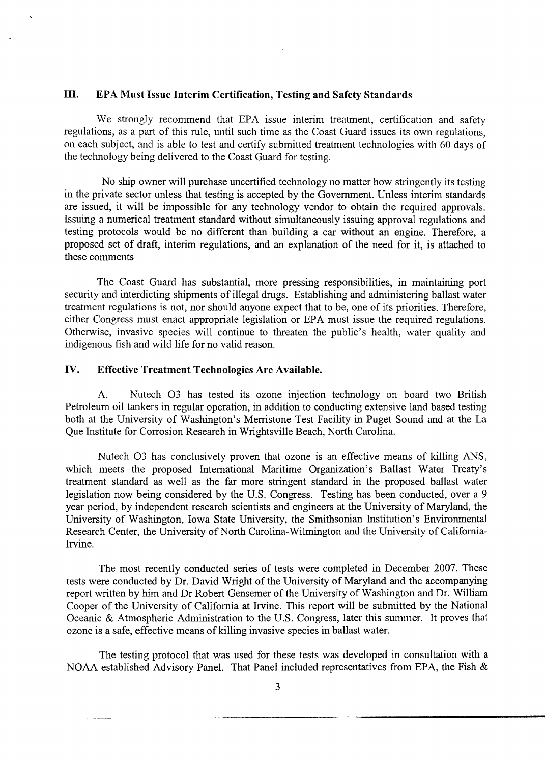## III. EPA Must Issue Interim Certification, Testing and Safety Standards

We strongly recommend that EPA issue interim treatment, certification and safety regulations, as a part of this rule, until such time as the Coast Guard issues its own regulations, on each subject, and is able to test and certify submitted treatment technologies with 60 days of the technology being delivered to the Coast Guard for testing.

No ship owner will purchase uncertified technology no matter how stringently its testing in the private sector unless that testing is accepted by the Government. Unless interim standards are issued, it will be impossible for any technology vendor to obtain the required approvals. Issuing a numerical treatment standard without simultaneously issuing approval regulations and testing protocols would be no different than building a car without an engine. Therefore, a proposed set of draft, interim regulations, and an explanation of the need for it, is attached to these comments

The Coast Guard has substantial, more pressing responsibilities, in maintaining port security and interdicting shipments of illegal drugs. Establishing and administering ballast water treatment regulations is not, nor should anyone expect that to be, one of its priorities. Therefore, either Congress must enact appropriate legislation or EPA must issue the required regulations. Otherwise, invasive species will continue to threaten the public's health, water quality and indigenous fish and wild life for no valid reason.

## IV. Effective Treatment Technologies Are Available.

A. Nutech O3 has tested its ozone injection technology on board two British Petroleum oil tankers in regular operation, in addition to conducting extensive land based testing both at the University of Washington's Merristone Test Facility in Puget Sound and at the La Que Institute for Corrosion Research in Wrightsville Beach, North Carolina.

Nutech O3 has conclusively proven that ozone is an effective means of killing ANS, which meets the proposed International Maritime Organization's Ballast Water Treaty's treatment standard as well as the far more stringent standard in the proposed ballast water legislation now being considered by the U.S. Congress. Testing has been conducted, over a 9 year period, by independent research scientists and engineers at the University of Maryland, the University of Washington, Iowa State University, the Smithsonian Institution's Environmental Research Center, the University of North Carolina-Wilmington and the University of California-Irvine.

The most recently conducted series of tests were completed in December 2007. These tests were conducted by Dr. David Wright of the University of Maryland and the accompanying report written by him and Dr Robert Gensemer of the University of Washington and Dr. William Cooper of the University of California at Irvine. This report will be submitted by the National Oceanic & Atmospheric Administration to the U.S. Congress, later this summer. It proves that ozone is a safe, effective means of killing invasive species in ballast water.

The testing protocol that was used for these tests was developed in consultation with a NOAA established Advisory Panel. That Panel included representatives from EPA, the Fish &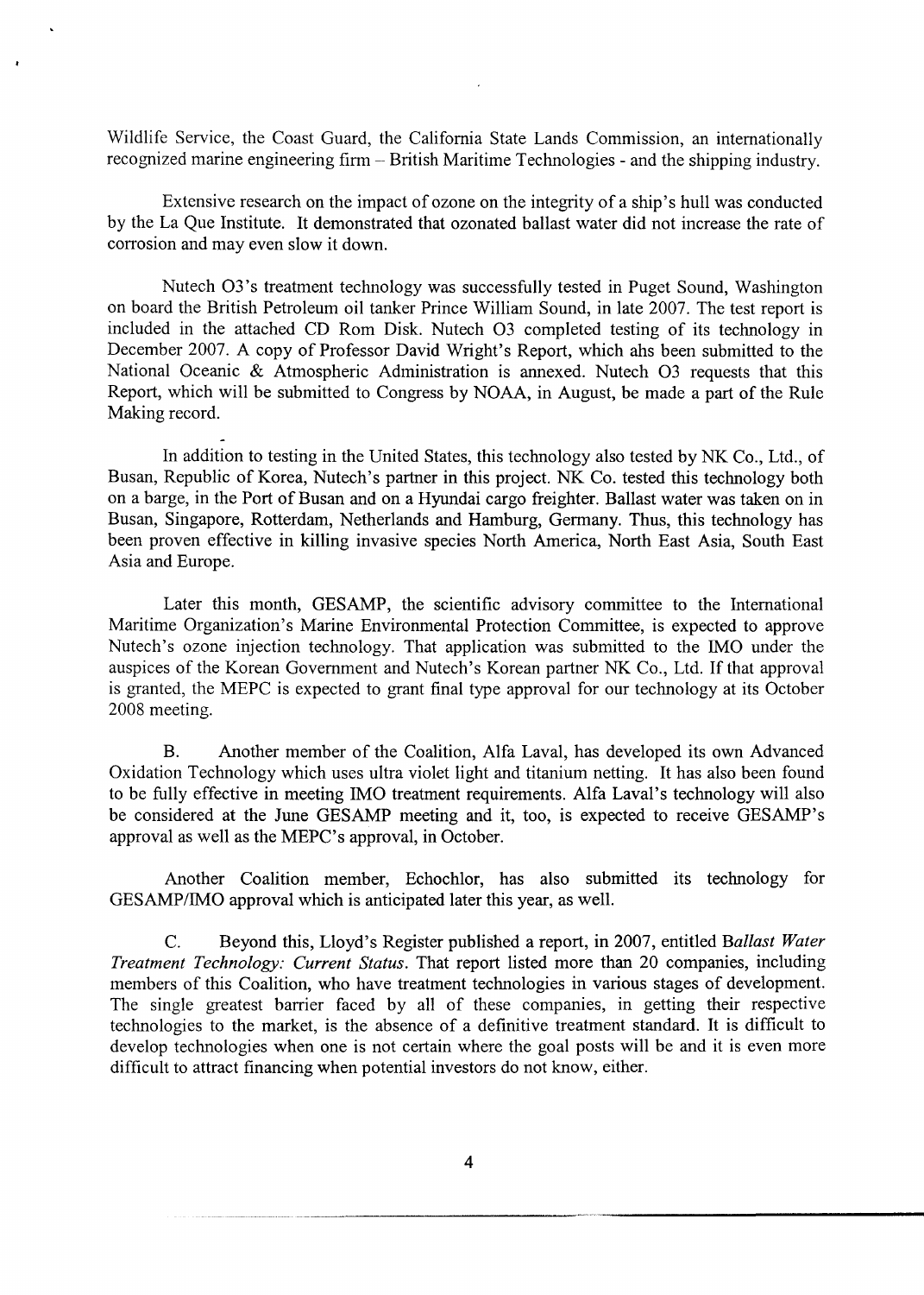Wildlife Service, the Coast Guard, the California State Lands Commission, an internationally recognized marine engineering firm – British Maritime Technologies - and the shipping industry.

Extensive research on the impact of ozone on the integrity of a ship's hull was conducted by the La Que Institute. It demonstrated that ozonated ballast water did not increase the rate of corrosion and may even slow it down.

Nutech O3's treatment technology was successfully tested in Puget Sound, Washington on board the British Petroleum oil tanker Prince William Sound, in late 2007. The test report is included in the attached CD Rom Disk. Nutech O3 completed testing of its technology in December 2007. A copy of Professor David Wright's Report, which ahs been submitted to the National Oceanic & Atmospheric Administration is annexed. Nutech O3 requests that this Report, which will be submitted to Congress by NOAA, in August, be made a part of the Rule Making record.

In addition to testing in the United States, this technology also tested by NK Co., Ltd., of Busan, Republic of Korea, Nutech's partner in this project. NK Co. tested this technology both on a barge, in the Port of Busan and on a Hyundai cargo freighter. Ballast water was taken on in Busan, Singapore, Rotterdam, Netherlands and Hamburg, Germany. Thus, this technology has been proven effective in killing invasive species North America, North East Asia, South East Asia and Europe.

Later this month, GESAMP, the scientific advisory committee to the International Maritime Organization's Marine Environmental Protection Committee, is expected to approve Nutech's ozone injection technology. That application was submitted to the IMO under the auspices of the Korean Government and Nutech's Korean partner NK Co., Ltd. If that approval is granted, the MEPC is expected to grant final type approval for our technology at its October 2008 meeting.

B. Another member of the Coalition, Alfa Laval, has developed its own Advanced Oxidation Technology which uses ultra violet light and titanium netting. It has also been found to be fully effective in meeting IMO treatment requirements. Alfa Laval's technology will also be considered at the June GESAMP meeting and it, too, is expected to receive GESAMP's approval as well as the MEPC's approval, in October.

Another Coalition member, Echochlor, has also submitted its technology for GESAMP/IMO approval which is anticipated later this year, as well.

C. Beyond this, Lloyd's Register published a report, in 2007, entitled B*allast Water Treatment Technology: Current Status*. That report listed more than 20 companies, including members of this Coalition, who have treatment technologies in various stages of development. The single greatest barrier faced by all of these companies, in getting their respective technologies to the market, is the absence of a definitive treatment standard. It is difficult to develop technologies when one is not certain where the goal posts will be and it is even more difficult to attract financing when potential investors do not know, either.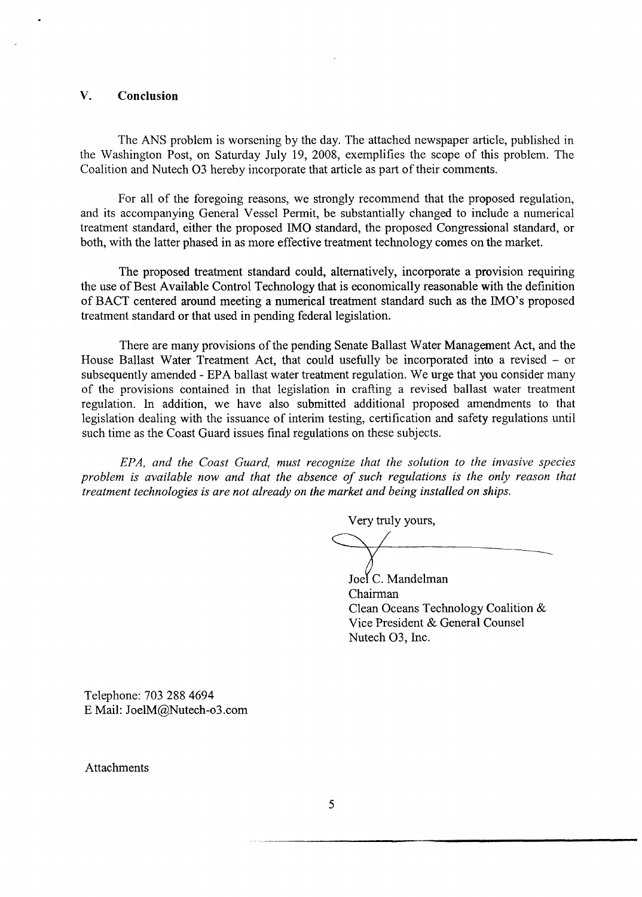## V. Conclusion

The ANS problem is worsening by the day. The attached newspaper article, published in the Washington Post, on Saturday July 19, 2008, exemplifies the scope of this problem. The Coalition and Nutech O3 hereby incorporate that article as part of their comments.

For all of the foregoing reasons, we strongly recommend that the proposed regulation, and its accompanying General Vessel Permit, be substantially changed to include a numerical treatment standard, either the proposed IMO standard, the proposed Congressional standard, or both, with the latter phased in as more effective treatment technology comes on the market.

The proposed treatment standard could, alternatively, incorporate a provision requiring the use of Best Available Control Technology that is economically reasonable with the definition of BACT centered around meeting a numerical treatment standard such as the IMO's proposed treatment standard or that used in pending federal legislation.

There are many provisions of the pending Senate Ballast Water Management Act, and the House Ballast Water Treatment Act, that could usefully be incorporated into a revised – or subsequently amended - EPA ballast water treatment regulation. We urge that you consider many of the provisions contained in that legislation in crafting a revised ballast water treatment regulation. In addition, we have also submitted additional proposed amendments to that legislation dealing with the issuance of interim testing, certification and safety regulations until such time as the Coast Guard issues final regulations on these subjects.

*EPA, and the Coast Guard, must recognize that the solution to the invasive species problem is available now and that the absence of such regulations is the only reason that treatment technologies is are not already on the market and being installed on ships.*

Very truly yours,

Joel C. Mandelman
Chairman
Clean Oceans Technology Coalition &
Vice President & General Counsel
Nutech O3, Inc.

Telephone: 703 288 4694
E Mail: JoelM@Nutech-o3.com

Attachments